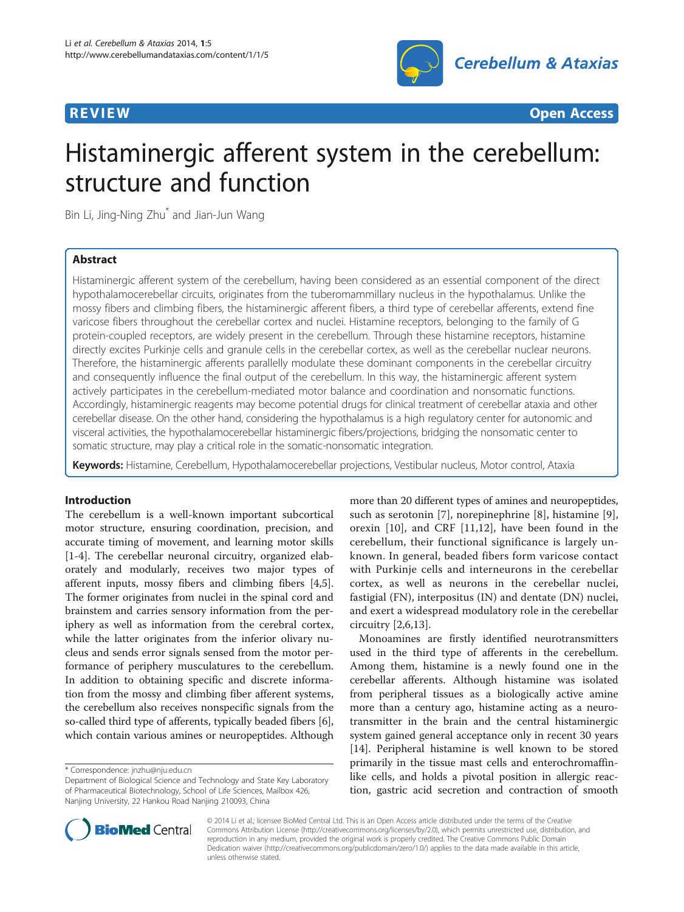REVIEW Open Access

# Histaminergic afferent system in the cerebellum: structure and function

Bin Li, Jing-Ning Zhu* and Jian-Jun Wang

## Abstract

Histaminergic afferent system of the cerebellum, having been considered as an essential component of the direct hypothalamocerebellar circuits, originates from the tuberomammillary nucleus in the hypothalamus. Unlike the mossy fibers and climbing fibers, the histaminergic afferent fibers, a third type of cerebellar afferents, extend fine varicose fibers throughout the cerebellar cortex and nuclei. Histamine receptors, belonging to the family of G protein-coupled receptors, are widely present in the cerebellum. Through these histamine receptors, histamine directly excites Purkinje cells and granule cells in the cerebellar cortex, as well as the cerebellar nuclear neurons. Therefore, the histaminergic afferents parallelly modulate these dominant components in the cerebellar circuitry and consequently influence the final output of the cerebellum. In this way, the histaminergic afferent system actively participates in the cerebellum-mediated motor balance and coordination and nonsomatic functions. Accordingly, histaminergic reagents may become potential drugs for clinical treatment of cerebellar ataxia and other cerebellar disease. On the other hand, considering the hypothalamus is a high regulatory center for autonomic and visceral activities, the hypothalamocerebellar histaminergic fibers/projections, bridging the nonsomatic center to somatic structure, may play a critical role in the somatic-nonsomatic integration.

**Keywords:** Histamine, Cerebellum, Hypothalamocerebellar projections, Vestibular nucleus, Motor control, Ataxia

## Introduction

The cerebellum is a well-known important subcortical motor structure, ensuring coordination, precision, and accurate timing of movement, and learning motor skills [1-4]. The cerebellar neuronal circuitry, organized elaborately and modularly, receives two major types of afferent inputs, mossy fibers and climbing fibers [4,5]. The former originates from nuclei in the spinal cord and brainstem and carries sensory information from the periphery as well as information from the cerebral cortex, while the latter originates from the inferior olivary nucleus and sends error signals sensed from the motor performance of periphery musculatures to the cerebellum. In addition to obtaining specific and discrete information from the mossy and climbing fiber afferent systems, the cerebellum also receives nonspecific signals from the so-called third type of afferents, typically beaded fibers [6], which contain various amines or neuropeptides. Although more than 20 different types of amines and neuropeptides, such as serotonin [7], norepinephrine [8], histamine [9], orexin [10], and CRF [11,12], have been found in the cerebellum, their functional significance is largely unknown. In general, beaded fibers form varicose contact with Purkinje cells and interneurons in the cerebellar cortex, as well as neurons in the cerebellar nuclei, fastigial (FN), interpositus (IN) and dentate (DN) nuclei, and exert a widespread modulatory role in the cerebellar circuitry [2,6,13].

Monoamines are firstly identified neurotransmitters used in the third type of afferents in the cerebellum. Among them, histamine is a newly found one in the cerebellar afferents. Although histamine was isolated from peripheral tissues as a biologically active amine more than a century ago, histamine acting as a neurotransmitter in the brain and the central histaminergic system gained general acceptance only in recent 30 years [14]. Peripheral histamine is well known to be stored primarily in the tissue mast cells and enterochromaffin-like cells, and holds a pivotal position in allergic reaction, gastric acid secretion and contraction of smooth

* Correspondence: jnzhu@nju.edu.cn
Department of Biological Science and Technology and State Key Laboratory of Pharmaceutical Biotechnology, School of Life Sciences, Mailbox 426, Nanjing University, 22 Hankou Road Nanjing 210093, China

© 2014 Li et al.; licensee BioMed Central Ltd. This is an Open Access article distributed under the terms of the Creative Commons Attribution License (http://creativecommons.org/licenses/by/2.0), which permits unrestricted use, distribution, and reproduction in any medium, provided the original work is properly credited. The Creative Commons Public Domain Dedication waiver (http://creativecommons.org/publicdomain/zero/1.0/) applies to the data made available in this article, unless otherwise stated.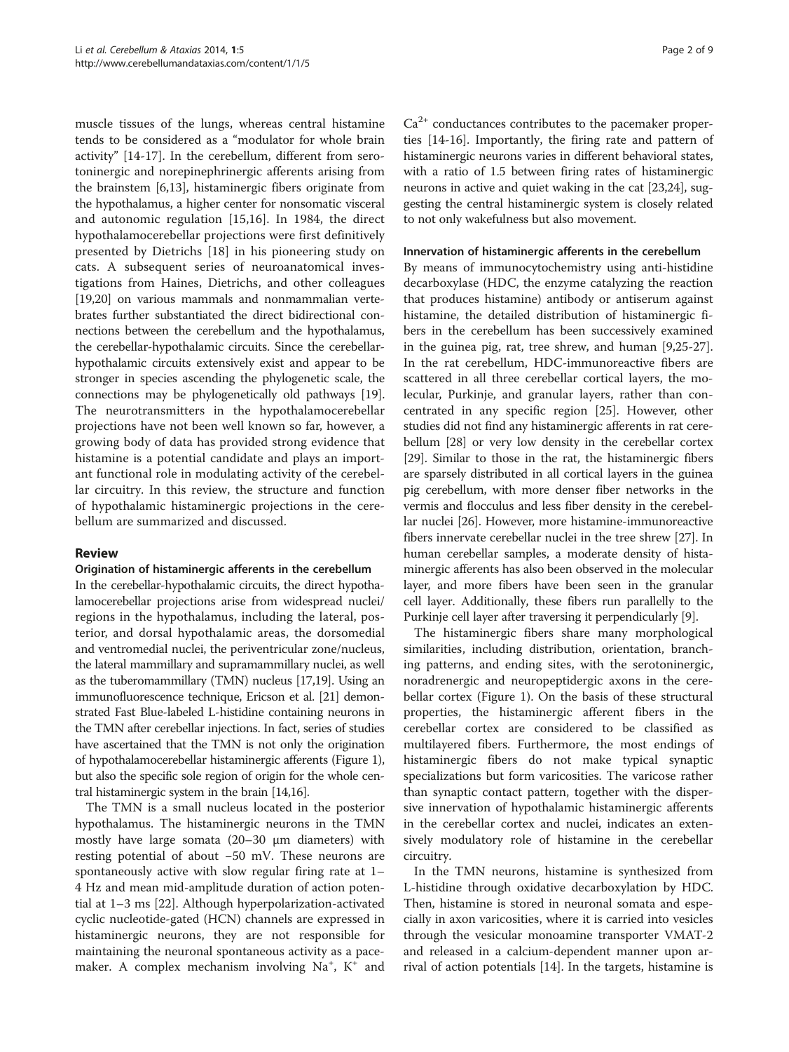muscle tissues of the lungs, whereas central histamine tends to be considered as a "modulator for whole brain activity" [14-17]. In the cerebellum, different from serotoninergic and norepinephrinergic afferents arising from the brainstem [6,13], histaminergic fibers originate from the hypothalamus, a higher center for nonsomatic visceral and autonomic regulation [15,16]. In 1984, the direct hypothalamocerebellar projections were first definitively presented by Dietrichs [18] in his pioneering study on cats. A subsequent series of neuroanatomical investigations from Haines, Dietrichs, and other colleagues [19,20] on various mammals and nonmammalian vertebrates further substantiated the direct bidirectional connections between the cerebellum and the hypothalamus, the cerebellar-hypothalamic circuits. Since the cerebellar-hypothalamic circuits extensively exist and appear to be stronger in species ascending the phylogenetic scale, the connections may be phylogenetically old pathways [19]. The neurotransmitters in the hypothalamocerebellar projections have not been well known so far, however, a growing body of data has provided strong evidence that histamine is a potential candidate and plays an important functional role in modulating activity of the cerebellar circuitry. In this review, the structure and function of hypothalamic histaminergic projections in the cerebellum are summarized and discussed.

## Review

### Origination of histaminergic afferents in the cerebellum

In the cerebellar-hypothalamic circuits, the direct hypothalamocerebellar projections arise from widespread nuclei/regions in the hypothalamus, including the lateral, posterior, and dorsal hypothalamic areas, the dorsomedial and ventromedial nuclei, the periventricular zone/nucleus, the lateral mammillary and supramammillary nuclei, as well as the tuberomammillary (TMN) nucleus [17,19]. Using an immunofluorescence technique, Ericson et al. [21] demonstrated Fast Blue-labeled L-histidine containing neurons in the TMN after cerebellar injections. In fact, series of studies have ascertained that the TMN is not only the origination of hypothalamocerebellar histaminergic afferents (Figure 1), but also the specific sole region of origin for the whole central histaminergic system in the brain [14,16].

The TMN is a small nucleus located in the posterior hypothalamus. The histaminergic neurons in the TMN mostly have large somata (20–30 μm diameters) with resting potential of about −50 mV. These neurons are spontaneously active with slow regular firing rate at 1–4 Hz and mean mid-amplitude duration of action potential at 1–3 ms [22]. Although hyperpolarization-activated cyclic nucleotide-gated (HCN) channels are expressed in histaminergic neurons, they are not responsible for maintaining the neuronal spontaneous activity as a pacemaker. A complex mechanism involving $Na^+$, $K^+$ and $Ca^{2+}$ conductances contributes to the pacemaker properties [14-16]. Importantly, the firing rate and pattern of histaminergic neurons varies in different behavioral states, with a ratio of 1.5 between firing rates of histaminergic neurons in active and quiet waking in the cat [23,24], suggesting the central histaminergic system is closely related to not only wakefulness but also movement.

### Innervation of histaminergic afferents in the cerebellum

By means of immunocytochemistry using anti-histidine decarboxylase (HDC, the enzyme catalyzing the reaction that produces histamine) antibody or antiserum against histamine, the detailed distribution of histaminergic fibers in the cerebellum has been successively examined in the guinea pig, rat, tree shrew, and human [9,25-27]. In the rat cerebellum, HDC-immunoreactive fibers are scattered in all three cerebellar cortical layers, the molecular, Purkinje, and granular layers, rather than concentrated in any specific region [25]. However, other studies did not find any histaminergic afferents in rat cerebellum [28] or very low density in the cerebellar cortex [29]. Similar to those in the rat, the histaminergic fibers are sparsely distributed in all cortical layers in the guinea pig cerebellum, with more denser fiber networks in the vermis and flocculus and less fiber density in the cerebellar nuclei [26]. However, more histamine-immunoreactive fibers innervate cerebellar nuclei in the tree shrew [27]. In human cerebellar samples, a moderate density of histaminergic afferents has also been observed in the molecular layer, and more fibers have been seen in the granular cell layer. Additionally, these fibers run parallelly to the Purkinje cell layer after traversing it perpendicularly [9].

The histaminergic fibers share many morphological similarities, including distribution, orientation, branching patterns, and ending sites, with the serotoninergic, noradrenergic and neuropeptidergic axons in the cerebellar cortex (Figure 1). On the basis of these structural properties, the histaminergic afferent fibers in the cerebellar cortex are considered to be classified as multilayered fibers. Furthermore, the most endings of histaminergic fibers do not make typical synaptic specializations but form varicosities. The varicose rather than synaptic contact pattern, together with the dispersive innervation of hypothalamic histaminergic afferents in the cerebellar cortex and nuclei, indicates an extensively modulatory role of histamine in the cerebellar circuitry.

In the TMN neurons, histamine is synthesized from L-histidine through oxidative decarboxylation by HDC. Then, histamine is stored in neuronal somata and especially in axon varicosities, where it is carried into vesicles through the vesicular monoamine transporter VMAT-2 and released in a calcium-dependent manner upon arrival of action potentials [14]. In the targets, histamine is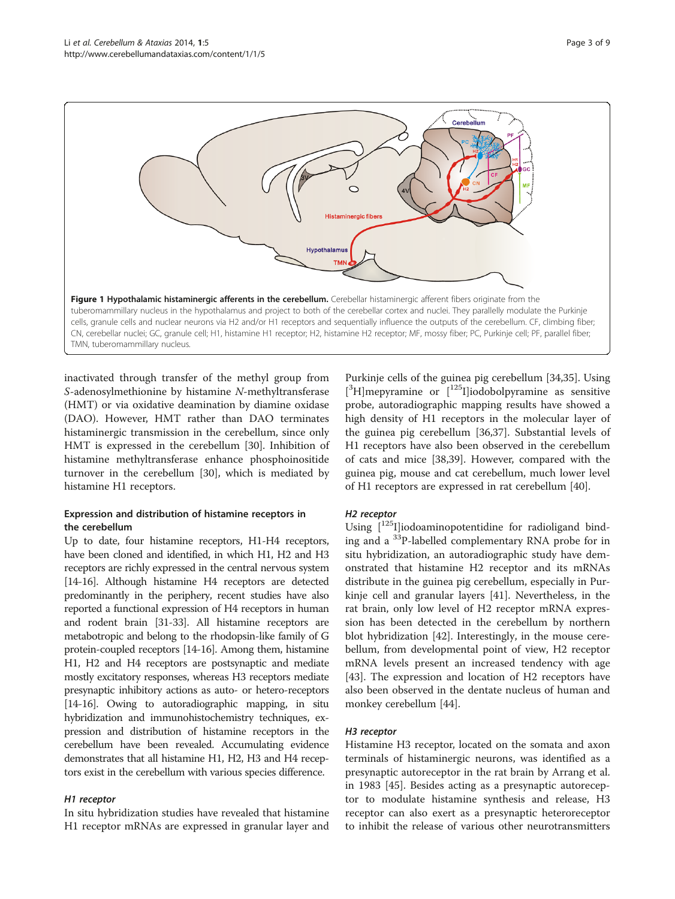**Figure 1 Hypothalamic histaminergic afferents in the cerebellum.** Cerebellar histaminergic afferent fibers originate from the tuberomammillary nucleus in the hypothalamus and project to both of the cerebellar cortex and nuclei. They parallelly modulate the Purkinje cells, granule cells and nuclear neurons via H2 and/or H1 receptors and sequentially influence the outputs of the cerebellum. CF, climbing fiber; CN, cerebellar nuclei; GC, granule cell; H1, histamine H1 receptor; H2, histamine H2 receptor; MF, mossy fiber; PC, Purkinje cell; PF, parallel fiber; TMN, tuberomammillary nucleus.

inactivated through transfer of the methyl group from *S*-adenosylmethionine by histamine *N*-methyltransferase (HMT) or via oxidative deamination by diamine oxidase (DAO). However, HMT rather than DAO terminates histaminergic transmission in the cerebellum, since only HMT is expressed in the cerebellum [30]. Inhibition of histamine methyltransferase enhance phosphoinositide turnover in the cerebellum [30], which is mediated by histamine H1 receptors.

### Expression and distribution of histamine receptors in the cerebellum

Up to date, four histamine receptors, H1-H4 receptors, have been cloned and identified, in which H1, H2 and H3 receptors are richly expressed in the central nervous system [14-16]. Although histamine H4 receptors are detected predominantly in the periphery, recent studies have also reported a functional expression of H4 receptors in human and rodent brain [31-33]. All histamine receptors are metabotropic and belong to the rhodopsin-like family of G protein-coupled receptors [14-16]. Among them, histamine H1, H2 and H4 receptors are postsynaptic and mediate mostly excitatory responses, whereas H3 receptors mediate presynaptic inhibitory actions as auto- or hetero-receptors [14-16]. Owing to autoradiographic mapping, in situ hybridization and immunohistochemistry techniques, expression and distribution of histamine receptors in the cerebellum have been revealed. Accumulating evidence demonstrates that all histamine H1, H2, H3 and H4 receptors exist in the cerebellum with various species difference.

#### *H1 receptor*

In situ hybridization studies have revealed that histamine H1 receptor mRNAs are expressed in granular layer and Purkinje cells of the guinea pig cerebellum [34,35]. Using [$^{3}$H]mepyramine or [$^{125}$I]iodobolpyramine as sensitive probe, autoradiographic mapping results have showed a high density of H1 receptors in the molecular layer of the guinea pig cerebellum [36,37]. Substantial levels of H1 receptors have also been observed in the cerebellum of cats and mice [38,39]. However, compared with the guinea pig, mouse and cat cerebellum, much lower level of H1 receptors are expressed in rat cerebellum [40].

#### *H2 receptor*

Using [$^{125}$I]iodoaminopotentidine for radioligand binding and a $^{33}$P-labelled complementary RNA probe for in situ hybridization, an autoradiographic study have demonstrated that histamine H2 receptor and its mRNAs distribute in the guinea pig cerebellum, especially in Purkinje cell and granular layers [41]. Nevertheless, in the rat brain, only low level of H2 receptor mRNA expression has been detected in the cerebellum by northern blot hybridization [42]. Interestingly, in the mouse cerebellum, from developmental point of view, H2 receptor mRNA levels present an increased tendency with age [43]. The expression and location of H2 receptors have also been observed in the dentate nucleus of human and monkey cerebellum [44].

#### *H3 receptor*

Histamine H3 receptor, located on the somata and axon terminals of histaminergic neurons, was identified as a presynaptic autoreceptor in the rat brain by Arrang et al. in 1983 [45]. Besides acting as a presynaptic autoreceptor to modulate histamine synthesis and release, H3 receptor can also exert as a presynaptic heteroreceptor to inhibit the release of various other neurotransmitters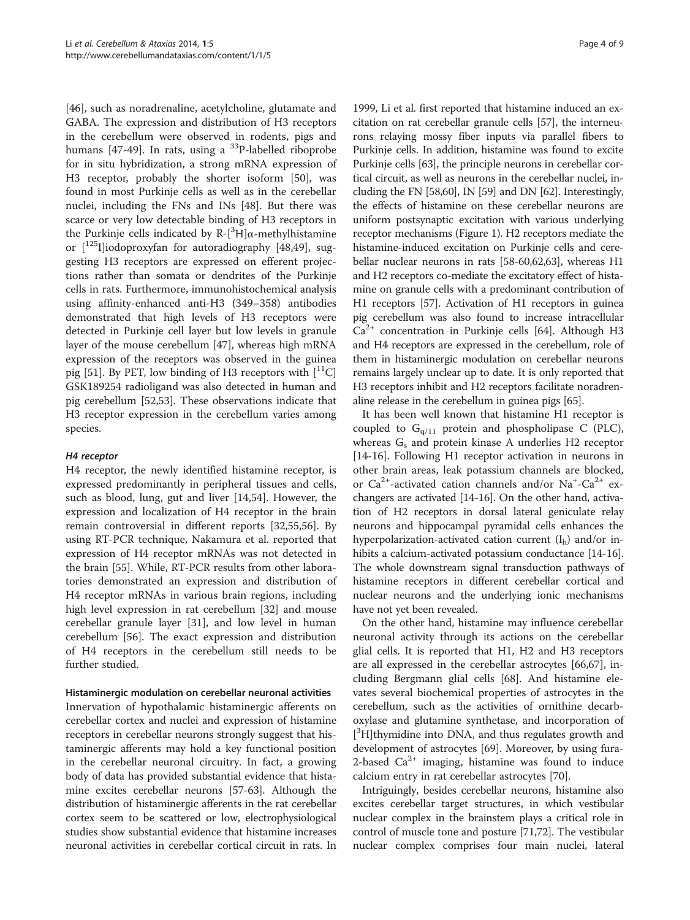[46], such as noradrenaline, acetylcholine, glutamate and GABA. The expression and distribution of H3 receptors in the cerebellum were observed in rodents, pigs and humans [47-49]. In rats, using a $^{33}$P-labelled riboprobe for in situ hybridization, a strong mRNA expression of H3 receptor, probably the shorter isoform [50], was found in most Purkinje cells as well as in the cerebellar nuclei, including the FNs and INs [48]. But there was scarce or very low detectable binding of H3 receptors in the Purkinje cells indicated by R-[$^{3}$H]α-methylhistamine or [$^{125}$I]iodoproxyfan for autoradiography [48,49], suggesting H3 receptors are expressed on efferent projections rather than somata or dendrites of the Purkinje cells in rats. Furthermore, immunohistochemical analysis using affinity-enhanced anti-H3 (349–358) antibodies demonstrated that high levels of H3 receptors were detected in Purkinje cell layer but low levels in granule layer of the mouse cerebellum [47], whereas high mRNA expression of the receptors was observed in the guinea pig [51]. By PET, low binding of H3 receptors with [$^{11}$C] GSK189254 radioligand was also detected in human and pig cerebellum [52,53]. These observations indicate that H3 receptor expression in the cerebellum varies among species.

### *H4 receptor*

H4 receptor, the newly identified histamine receptor, is expressed predominantly in peripheral tissues and cells, such as blood, lung, gut and liver [14,54]. However, the expression and localization of H4 receptor in the brain remain controversial in different reports [32,55,56]. By using RT-PCR technique, Nakamura et al. reported that expression of H4 receptor mRNAs was not detected in the brain [55]. While, RT-PCR results from other laboratories demonstrated an expression and distribution of H4 receptor mRNAs in various brain regions, including high level expression in rat cerebellum [32] and mouse cerebellar granule layer [31], and low level in human cerebellum [56]. The exact expression and distribution of H4 receptors in the cerebellum still needs to be further studied.

## Histaminergic modulation on cerebellar neuronal activities

Innervation of hypothalamic histaminergic afferents on cerebellar cortex and nuclei and expression of histamine receptors in cerebellar neurons strongly suggest that histaminergic afferents may hold a key functional position in the cerebellar neuronal circuitry. In fact, a growing body of data has provided substantial evidence that histamine excites cerebellar neurons [57-63]. Although the distribution of histaminergic afferents in the rat cerebellar cortex seem to be scattered or low, electrophysiological studies show substantial evidence that histamine increases neuronal activities in cerebellar cortical circuit in rats. In 1999, Li et al. first reported that histamine induced an excitation on rat cerebellar granule cells [57], the interneurons relaying mossy fiber inputs via parallel fibers to Purkinje cells. In addition, histamine was found to excite Purkinje cells [63], the principle neurons in cerebellar cortical circuit, as well as neurons in the cerebellar nuclei, including the FN [58,60], IN [59] and DN [62]. Interestingly, the effects of histamine on these cerebellar neurons are uniform postsynaptic excitation with various underlying receptor mechanisms (Figure 1). H2 receptors mediate the histamine-induced excitation on Purkinje cells and cerebellar nuclear neurons in rats [58-60,62,63], whereas H1 and H2 receptors co-mediate the excitatory effect of histamine on granule cells with a predominant contribution of H1 receptors [57]. Activation of H1 receptors in guinea pig cerebellum was also found to increase intracellular $Ca^{2+}$ concentration in Purkinje cells [64]. Although H3 and H4 receptors are expressed in the cerebellum, role of them in histaminergic modulation on cerebellar neurons remains largely unclear up to date. It is only reported that H3 receptors inhibit and H2 receptors facilitate noradrenaline release in the cerebellum in guinea pigs [65].

It has been well known that histamine H1 receptor is coupled to $G_{q/11}$ protein and phospholipase C (PLC), whereas $G_s$ and protein kinase A underlies H2 receptor [14-16]. Following H1 receptor activation in neurons in other brain areas, leak potassium channels are blocked, or $Ca^{2+}$-activated cation channels and/or $Na^{+}$-$Ca^{2+}$ exchangers are activated [14-16]. On the other hand, activation of H2 receptors in dorsal lateral geniculate relay neurons and hippocampal pyramidal cells enhances the hyperpolarization-activated cation current ($I_h$) and/or inhibits a calcium-activated potassium conductance [14-16]. The whole downstream signal transduction pathways of histamine receptors in different cerebellar cortical and nuclear neurons and the underlying ionic mechanisms have not yet been revealed.

On the other hand, histamine may influence cerebellar neuronal activity through its actions on the cerebellar glial cells. It is reported that H1, H2 and H3 receptors are all expressed in the cerebellar astrocytes [66,67], including Bergmann glial cells [68]. And histamine elevates several biochemical properties of astrocytes in the cerebellum, such as the activities of ornithine decarboxylase and glutamine synthetase, and incorporation of [$^{3}$H]thymidine into DNA, and thus regulates growth and development of astrocytes [69]. Moreover, by using fura-2-based $Ca^{2+}$ imaging, histamine was found to induce calcium entry in rat cerebellar astrocytes [70].

Intriguingly, besides cerebellar neurons, histamine also excites cerebellar target structures, in which vestibular nuclear complex in the brainstem plays a critical role in control of muscle tone and posture [71,72]. The vestibular nuclear complex comprises four main nuclei, lateral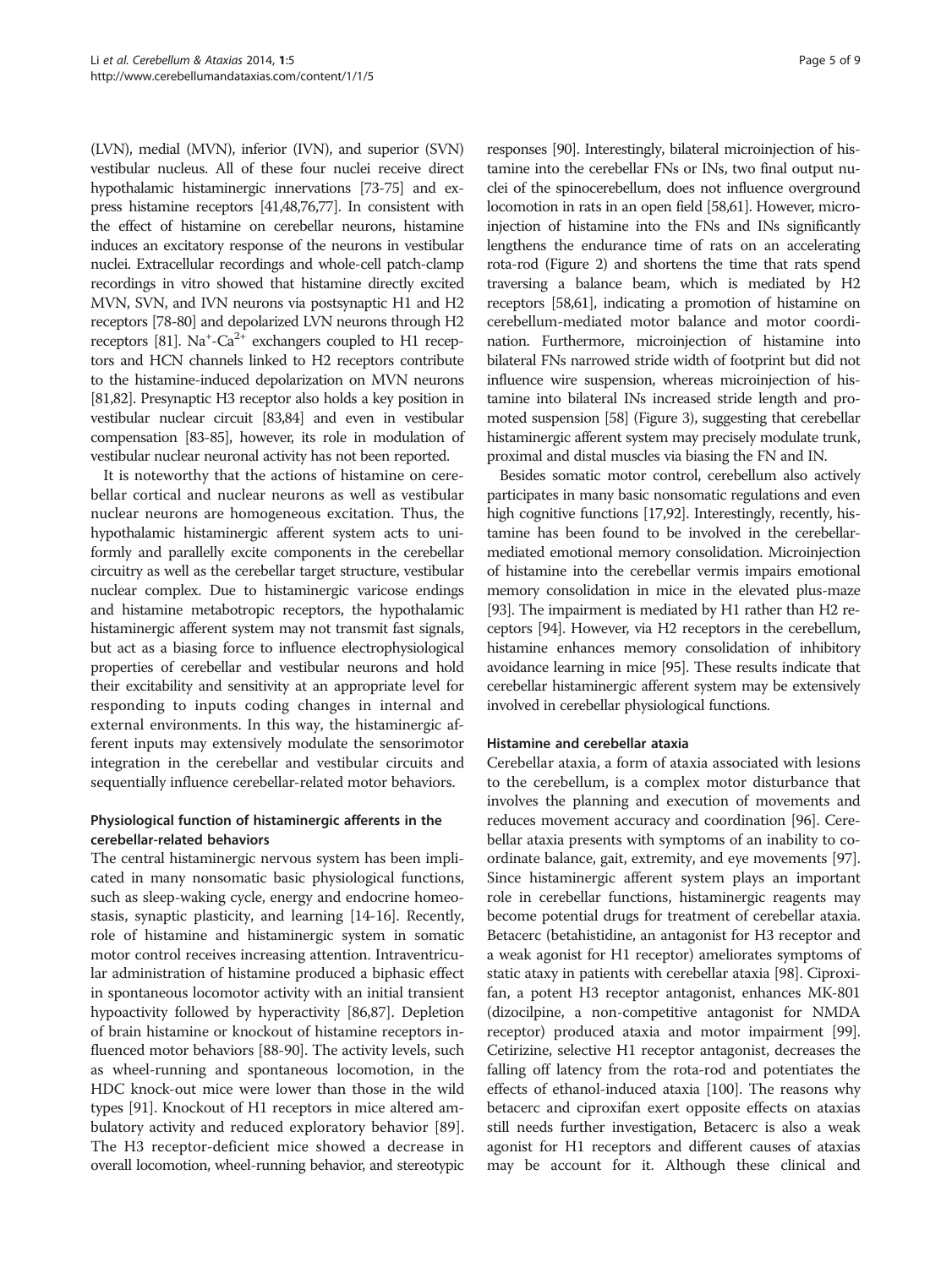(LVN), medial (MVN), inferior (IVN), and superior (SVN) vestibular nucleus. All of these four nuclei receive direct hypothalamic histaminergic innervations [73-75] and express histamine receptors [41,48,76,77]. In consistent with the effect of histamine on cerebellar neurons, histamine induces an excitatory response of the neurons in vestibular nuclei. Extracellular recordings and whole-cell patch-clamp recordings in vitro showed that histamine directly excited MVN, SVN, and IVN neurons via postsynaptic H1 and H2 receptors [78-80] and depolarized LVN neurons through H2 receptors [81]. $Na^+$-$Ca^{2+}$ exchangers coupled to H1 receptors and HCN channels linked to H2 receptors contribute to the histamine-induced depolarization on MVN neurons [81,82]. Presynaptic H3 receptor also holds a key position in vestibular nuclear circuit [83,84] and even in vestibular compensation [83-85], however, its role in modulation of vestibular nuclear neuronal activity has not been reported.

It is noteworthy that the actions of histamine on cerebellar cortical and nuclear neurons as well as vestibular nuclear neurons are homogeneous excitation. Thus, the hypothalamic histaminergic afferent system acts to uniformly and parallelly excite components in the cerebellar circuitry as well as the cerebellar target structure, vestibular nuclear complex. Due to histaminergic varicose endings and histamine metabotropic receptors, the hypothalamic histaminergic afferent system may not transmit fast signals, but act as a biasing force to influence electrophysiological properties of cerebellar and vestibular neurons and hold their excitability and sensitivity at an appropriate level for responding to inputs coding changes in internal and external environments. In this way, the histaminergic afferent inputs may extensively modulate the sensorimotor integration in the cerebellar and vestibular circuits and sequentially influence cerebellar-related motor behaviors.

### Physiological function of histaminergic afferents in the cerebellar-related behaviors

The central histaminergic nervous system has been implicated in many nonsomatic basic physiological functions, such as sleep-waking cycle, energy and endocrine homeostasis, synaptic plasticity, and learning [14-16]. Recently, role of histamine and histaminergic system in somatic motor control receives increasing attention. Intraventricular administration of histamine produced a biphasic effect in spontaneous locomotor activity with an initial transient hypoactivity followed by hyperactivity [86,87]. Depletion of brain histamine or knockout of histamine receptors influenced motor behaviors [88-90]. The activity levels, such as wheel-running and spontaneous locomotion, in the HDC knock-out mice were lower than those in the wild types [91]. Knockout of H1 receptors in mice altered ambulatory activity and reduced exploratory behavior [89]. The H3 receptor-deficient mice showed a decrease in overall locomotion, wheel-running behavior, and stereotypic responses [90]. Interestingly, bilateral microinjection of histamine into the cerebellar FNs or INs, two final output nuclei of the spinocerebellum, does not influence overground locomotion in rats in an open field [58,61]. However, microinjection of histamine into the FNs and INs significantly lengthens the endurance time of rats on an accelerating rota-rod (Figure 2) and shortens the time that rats spend traversing a balance beam, which is mediated by H2 receptors [58,61], indicating a promotion of histamine on cerebellum-mediated motor balance and motor coordination. Furthermore, microinjection of histamine into bilateral FNs narrowed stride width of footprint but did not influence wire suspension, whereas microinjection of histamine into bilateral INs increased stride length and promoted suspension [58] (Figure 3), suggesting that cerebellar histaminergic afferent system may precisely modulate trunk, proximal and distal muscles via biasing the FN and IN.

Besides somatic motor control, cerebellum also actively participates in many basic nonsomatic regulations and even high cognitive functions [17,92]. Interestingly, recently, histamine has been found to be involved in the cerebellar-mediated emotional memory consolidation. Microinjection of histamine into the cerebellar vermis impairs emotional memory consolidation in mice in the elevated plus-maze [93]. The impairment is mediated by H1 rather than H2 receptors [94]. However, via H2 receptors in the cerebellum, histamine enhances memory consolidation of inhibitory avoidance learning in mice [95]. These results indicate that cerebellar histaminergic afferent system may be extensively involved in cerebellar physiological functions.

### Histamine and cerebellar ataxia

Cerebellar ataxia, a form of ataxia associated with lesions to the cerebellum, is a complex motor disturbance that involves the planning and execution of movements and reduces movement accuracy and coordination [96]. Cerebellar ataxia presents with symptoms of an inability to coordinate balance, gait, extremity, and eye movements [97]. Since histaminergic afferent system plays an important role in cerebellar functions, histaminergic reagents may become potential drugs for treatment of cerebellar ataxia. Betacerc (betahistidine, an antagonist for H3 receptor and a weak agonist for H1 receptor) ameliorates symptoms of static ataxy in patients with cerebellar ataxia [98]. Ciproxifan, a potent H3 receptor antagonist, enhances MK-801 (dizocilpine, a non-competitive antagonist for NMDA receptor) produced ataxia and motor impairment [99]. Cetirizine, selective H1 receptor antagonist, decreases the falling off latency from the rota-rod and potentiates the effects of ethanol-induced ataxia [100]. The reasons why betacerc and ciproxifan exert opposite effects on ataxias still needs further investigation, Betacerc is also a weak agonist for H1 receptors and different causes of ataxias may be account for it. Although these clinical and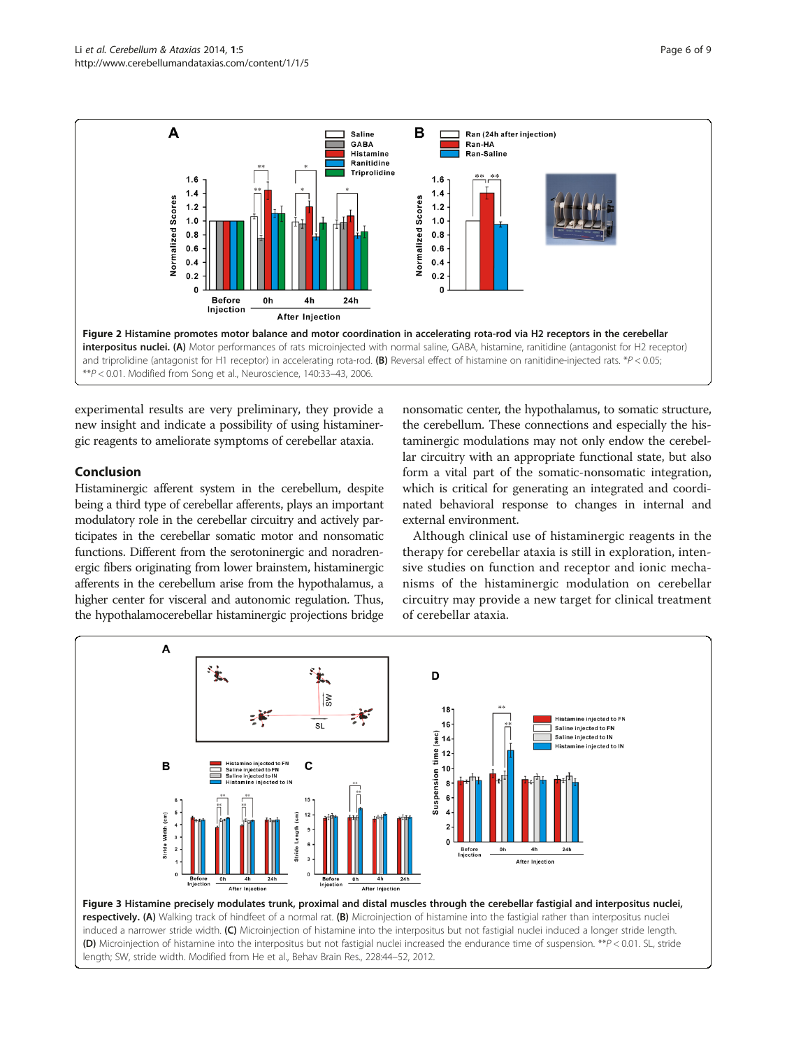**Figure 2 Histamine promotes motor balance and motor coordination in accelerating rota-rod via H2 receptors in the cerebellar interpositus nuclei.** **(A)** Motor performances of rats microinjected with normal saline, GABA, histamine, ranitidine (antagonist for H2 receptor) and triprolidine (antagonist for H1 receptor) in accelerating rota-rod. **(B)** Reversal effect of histamine on ranitidine-injected rats. $^{*}P < 0.05$; $^{**}P < 0.01$. Modified from Song et al., Neuroscience, 140:33–43, 2006.

experimental results are very preliminary, they provide a new insight and indicate a possibility of using histaminergic reagents to ameliorate symptoms of cerebellar ataxia.

## Conclusion

Histaminergic afferent system in the cerebellum, despite being a third type of cerebellar afferents, plays an important modulatory role in the cerebellar circuitry and actively participates in the cerebellar somatic motor and nonsomatic functions. Different from the serotoninergic and noradrenergic fibers originating from lower brainstem, histaminergic afferents in the cerebellum arise from the hypothalamus, a higher center for visceral and autonomic regulation. Thus, the hypothalamocerebellar histaminergic projections bridge nonsomatic center, the hypothalamus, to somatic structure, the cerebellum. These connections and especially the histaminergic modulations may not only endow the cerebellar circuitry with an appropriate functional state, but also form a vital part of the somatic-nonsomatic integration, which is critical for generating an integrated and coordinated behavioral response to changes in internal and external environment.

Although clinical use of histaminergic reagents in the therapy for cerebellar ataxia is still in exploration, intensive studies on function and receptor and ionic mechanisms of the histaminergic modulation on cerebellar circuitry may provide a new target for clinical treatment of cerebellar ataxia.

**Figure 3 Histamine precisely modulates trunk, proximal and distal muscles through the cerebellar fastigial and interpositus nuclei, respectively.** **(A)** Walking track of hindfeet of a normal rat. **(B)** Microinjection of histamine into the fastigial rather than interpositus nuclei induced a narrower stride width. **(C)** Microinjection of histamine into the interpositus but not fastigial nuclei induced a longer stride length. **(D)** Microinjection of histamine into the interpositus but not fastigial nuclei increased the endurance time of suspension. $^{**}P < 0.01$. SL, stride length; SW, stride width. Modified from He et al., Behav Brain Res., 228:44–52, 2012.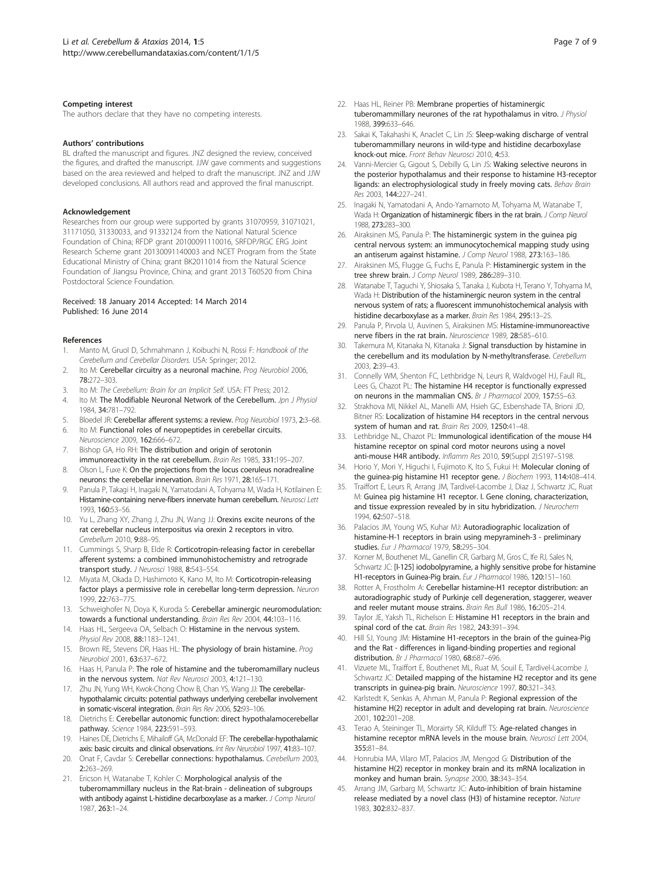### Competing interest

The authors declare that they have no competing interests.

### Authors' contributions

BL drafted the manuscript and figures. JNZ designed the review, conceived the figures, and drafted the manuscript. JJW gave comments and suggestions based on the area reviewed and helped to draft the manuscript. JNZ and JJW developed conclusions. All authors read and approved the final manuscript.

### Acknowledgement

Researches from our group were supported by grants 31070959, 31071021, 31171050, 31330033, and 91332124 from the National Natural Science Foundation of China; RFDP grant 20100091110016, SRFDP/RGC ERG Joint Research Scheme grant 20130091140003 and NCET Program from the State Educational Ministry of China; grant BK2011014 from the Natural Science Foundation of Jiangsu Province, China; and grant 2013 T60520 from China Postdoctoral Science Foundation.

Received: 18 January 2014 Accepted: 14 March 2014
Published: 16 June 2014

### References

1. Manto M, Gruol D, Schmahmann J, Koibuchi N, Rossi F: *Handbook of the Cerebellum and Cerebellar Disorders.* USA: Springer; 2012.
2. Ito M: **Cerebellar circuitry as a neuronal machine.** *Prog Neurobiol* 2006, **78:**272–303.
3. Ito M: *The Cerebellum: Brain for an Implicit Self.* USA: FT Press; 2012.
4. Ito M: **The Modifiable Neuronal Network of the Cerebellum.** *Jpn J Physiol* 1984, **34:**781–792.
5. Bloedel JR: **Cerebellar afferent systems: a review.** *Prog Neurobiol* 1973, **2:**3–68.
6. Ito M: **Functional roles of neuropeptides in cerebellar circuits.** *Neuroscience* 2009, **162:**666–672.
7. Bishop GA, Ho RH: **The distribution and origin of serotonin immunoreactivity in the rat cerebellum.** *Brain Res* 1985, **331:**195–207.
8. Olson L, Fuxe K: **On the projections from the locus coeruleus noradrealine neurons: the cerebellar innervation.** *Brain Res* 1971, **28:**165–171.
9. Panula P, Takagi H, Inagaki N, Yamatodani A, Tohyama M, Wada H, Kotilainen E: **Histamine-containing nerve-fibers innervate human cerebellum.** *Neurosci Lett* 1993, **160:**53–56.
10. Yu L, Zhang XY, Zhang J, Zhu JN, Wang JJ: **Orexins excite neurons of the rat cerebellar nucleus interpositus via orexin 2 receptors in vitro.** *Cerebellum* 2010, **9:**88–95.
11. Cummings S, Sharp B, Elde R: **Corticotropin-releasing factor in cerebellar afferent systems: a combined immunohistochemistry and retrograde transport study.** *J Neurosci* 1988, **8:**543–554.
12. Miyata M, Okada D, Hashimoto K, Kano M, Ito M: **Corticotropin-releasing factor plays a permissive role in cerebellar long-term depression.** *Neuron* 1999, **22:**763–775.
13. Schweighofer N, Doya K, Kuroda S: **Cerebellar aminergic neuromodulation: towards a functional understanding.** *Brain Res Rev* 2004, **44:**103–116.
14. Haas HL, Sergeeva OA, Selbach O: **Histamine in the nervous system.** *Physiol Rev* 2008, **88:**1183–1241.
15. Brown RE, Stevens DR, Haas HL: **The physiology of brain histamine.** *Prog Neurobiol* 2001, **63:**637–672.
16. Haas H, Panula P: **The role of histamine and the tuberomamillary nucleus in the nervous system.** *Nat Rev Neurosci* 2003, **4:**121–130.
17. Zhu JN, Yung WH, Kwok-Chong Chow B, Chan YS, Wang JJ: **The cerebellar-hypothalamic circuits: potential pathways underlying cerebellar involvement in somatic-visceral integration.** *Brain Res Rev* 2006, **52:**93–106.
18. Dietrichs E: **Cerebellar autonomic function: direct hypothalamocerebellar pathway.** *Science* 1984, **223:**591–593.
19. Haines DE, Dietrichs E, Mihailoff GA, McDonald EF: **The cerebellar-hypothalamic axis: basic circuits and clinical observations.** *Int Rev Neurobiol* 1997, **41:**83–107.
20. Onat F, Cavdar S: **Cerebellar connections: hypothalamus.** *Cerebellum* 2003, **2:**263–269.
21. Ericson H, Watanabe T, Kohler C: **Morphological analysis of the tuberomammillary nucleus in the Rat-brain - delineation of subgroups with antibody against L-histidine decarboxylase as a marker.** *J Comp Neurol* 1987, **263:**1–24.
22. Haas HL, Reiner PB: **Membrane properties of histaminergic tuberomammillary neurones of the rat hypothalamus in vitro.** *J Physiol* 1988, **399:**633–646.
23. Sakai K, Takahashi K, Anaclet C, Lin JS: **Sleep-waking discharge of ventral tuberomammillary neurons in wild-type and histidine decarboxylase knock-out mice.** *Front Behav Neurosci* 2010, **4:**53.
24. Vanni-Mercier G, Gigout S, Debilly G, Lin JS: **Waking selective neurons in the posterior hypothalamus and their response to histamine H3-receptor ligands: an electrophysiological study in freely moving cats.** *Behav Brain Res* 2003, **144:**227–241.
25. Inagaki N, Yamatodani A, Ando-Yamamoto M, Tohyama M, Watanabe T, Wada H: **Organization of histaminergic fibers in the rat brain.** *J Comp Neurol* 1988, **273:**283–300.
26. Airaksinen MS, Panula P: **The histaminergic system in the guinea pig central nervous system: an immunocytochemical mapping study using an antiserum against histamine.** *J Comp Neurol* 1988, **273:**163–186.
27. Airaksinen MS, Flugge G, Fuchs E, Panula P: **Histaminergic system in the tree shrew brain.** *J Comp Neurol* 1989, **286:**289–310.
28. Watanabe T, Taguchi Y, Shiosaka S, Tanaka J, Kubota H, Terano Y, Tohyama M, Wada H: **Distribution of the histaminergic neuron system in the central nervous system of rats; a fluorescent immunohistochemical analysis with histidine decarboxylase as a marker.** *Brain Res* 1984, **295:**13–25.
29. Panula P, Pirvola U, Auvinen S, Airaksinen MS: **Histamine-immunoreactive nerve fibers in the rat brain.** *Neuroscience* 1989, **28:**585–610.
30. Takemura M, Kitanaka N, Kitanaka J: **Signal transduction by histamine in the cerebellum and its modulation by N-methyltransferase.** *Cerebellum* 2003, **2:**39–43.
31. Connelly WM, Shenton FC, Lethbridge N, Leurs R, Waldvogel HJ, Faull RL, Lees G, Chazot PL: **The histamine H4 receptor is functionally expressed on neurons in the mammalian CNS.** *Br J Pharmacol* 2009, **157:**55–63.
32. Strakhova MI, Nikkel AL, Manelli AM, Hsieh GC, Esbenshade TA, Brioni JD, Bitner RS: **Localization of histamine H4 receptors in the central nervous system of human and rat.** *Brain Res* 2009, **1250:**41–48.
33. Lethbridge NL, Chazot PL: **Immunological identification of the mouse H4 histamine receptor on spinal cord motor neurons using a novel anti-mouse H4R antibody.** *Inflamm Res* 2010, **59**(Suppl 2):S197–S198.
34. Horio Y, Mori Y, Higuchi I, Fujimoto K, Ito S, Fukui H: **Molecular cloning of the guinea-pig histamine H1 receptor gene.** *J Biochem* 1993, **114:**408–414.
35. Traiffort E, Leurs R, Arrang JM, Tardivel-Lacombe J, Diaz J, Schwartz JC, Ruat M: **Guinea pig histamine H1 receptor. I. Gene cloning, characterization, and tissue expression revealed by in situ hybridization.** *J Neurochem* 1994, **62:**507–518.
36. Palacios JM, Young WS, Kuhar MJ: **Autoradiographic localization of histamine-H-1 receptors in brain using mepyramineh-3 - preliminary studies.** *Eur J Pharmacol* 1979, **58:**295–304.
37. Korner M, Bouthenet ML, Ganellin CR, Garbarg M, Gros C, Ife RJ, Sales N, Schwartz JC: **[I-125] iodobolpyramine, a highly sensitive probe for histamine H1-receptors in Guinea-Pig brain.** *Eur J Pharmacol* 1986, **120:**151–160.
38. Rotter A, Frostholm A: **Cerebellar histamine-H1 receptor distribution: an autoradiographic study of Purkinje cell degeneration, staggerer, weaver and reeler mutant mouse strains.** *Brain Res Bull* 1986, **16:**205–214.
39. Taylor JE, Yaksh TL, Richelson E: **Histamine H1 receptors in the brain and spinal cord of the cat.** *Brain Res* 1982, **243:**391–394.
40. Hill SJ, Young JM: **Histamine H1-receptors in the brain of the guinea-Pig and the Rat - differences in ligand-binding properties and regional distribution.** *Br J Pharmacol* 1980, **68:**687–696.
41. Vizuete ML, Traiffort E, Bouthenet ML, Ruat M, Souil E, Tardivel-Lacombe J, Schwartz JC: **Detailed mapping of the histamine H2 receptor and its gene transcripts in guinea-pig brain.** *Neuroscience* 1997, **80:**321–343.
42. Karlstedt K, Senkas A, Ahman M, Panula P: **Regional expression of the histamine H(2) receptor in adult and developing rat brain.** *Neuroscience* 2001, **102:**201–208.
43. Terao A, Steininger TL, Morairty SR, Kilduff TS: **Age-related changes in histamine receptor mRNA levels in the mouse brain.** *Neurosci Lett* 2004, **355:**81–84.
44. Honrubia MA, Vilaro MT, Palacios JM, Mengod G: **Distribution of the histamine H(2) receptor in monkey brain and its mRNA localization in monkey and human brain.** *Synapse* 2000, **38:**343–354.
45. Arrang JM, Garbarg M, Schwartz JC: **Auto-inhibition of brain histamine release mediated by a novel class (H3) of histamine receptor.** *Nature* 1983, **302:**832–837.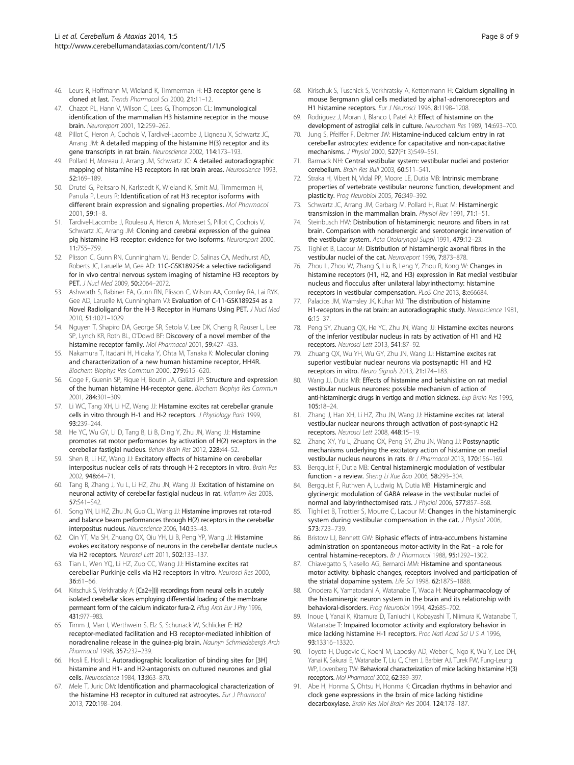46. Leurs R, Hoffmann M, Wieland K, Timmerman H: **H3 receptor gene is cloned at last.** *Trends Pharmacol Sci* 2000, **21:**11–12.
47. Chazot PL, Hann V, Wilson C, Lees G, Thompson CL: **Immunological identification of the mammalian H3 histamine receptor in the mouse brain.** *Neuroreport* 2001, **12:**259–262.
48. Pillot C, Heron A, Cochois V, Tardivel-Lacombe J, Ligneau X, Schwartz JC, Arrang JM: **A detailed mapping of the histamine H(3) receptor and its gene transcripts in rat brain.** *Neuroscience* 2002, **114:**173–193.
49. Pollard H, Moreau J, Arrang JM, Schwartz JC: **A detailed autoradiographic mapping of histamine H3 receptors in rat brain areas.** *Neuroscience* 1993, **52:**169–189.
50. Drutel G, Peitsaro N, Karlstedt K, Wieland K, Smit MJ, Timmerman H, Panula P, Leurs R: **Identification of rat H3 receptor isoforms with different brain expression and signaling properties.** *Mol Pharmacol* 2001, **59:**1–8.
51. Tardivel-Lacombe J, Rouleau A, Heron A, Morisset S, Pillot C, Cochois V, Schwartz JC, Arrang JM: **Cloning and cerebral expression of the guinea pig histamine H3 receptor: evidence for two isoforms.** *Neuroreport* 2000, **11:**755–759.
52. Plisson C, Gunn RN, Cunningham VJ, Bender D, Salinas CA, Medhurst AD, Roberts JC, Laruelle M, Gee AD: **11C-GSK189254: a selective radioligand for in vivo central nervous system imaging of histamine H3 receptors by PET.** *J Nucl Med* 2009, **50:**2064–2072.
53. Ashworth S, Rabiner EA, Gunn RN, Plisson C, Wilson AA, Comley RA, Lai RYK, Gee AD, Laruelle M, Cunningham VJ: **Evaluation of C-11-GSK189254 as a Novel Radioligand for the H-3 Receptor in Humans Using PET.** *J Nucl Med* 2010, **51:**1021–1029.
54. Nguyen T, Shapiro DA, George SR, Setola V, Lee DK, Cheng R, Rauser L, Lee SP, Lynch KR, Roth BL, O'Dowd BF: **Discovery of a novel member of the histamine receptor family.** *Mol Pharmacol* 2001, **59:**427–433.
55. Nakamura T, Itadani H, Hidaka Y, Ohta M, Tanaka K: **Molecular cloning and characterization of a new human histamine receptor, HH4R.** *Biochem Biophys Res Commun* 2000, **279:**615–620.
56. Coge F, Guenin SP, Rique H, Boutin JA, Galizzi JP: **Structure and expression of the human histamine H4-receptor gene.** *Biochem Biophys Res Commun* 2001, **284:**301–309.
57. Li WC, Tang XH, Li HZ, Wang JJ: **Histamine excites rat cerebellar granule cells in vitro through H-1 and H-2 receptors.** *J Physiology Paris* 1999, **93:**239–244.
58. He YC, Wu GY, Li D, Tang B, Li B, Ding Y, Zhu JN, Wang JJ: **Histamine promotes rat motor performances by activation of H(2) receptors in the cerebellar fastigial nucleus.** *Behav Brain Res* 2012, **228:**44–52.
59. Shen B, Li HZ, Wang JJ: **Excitatory effects of histamine on cerebellar interpositus nuclear cells of rats through H-2 receptors in vitro.** *Brain Res* 2002, **948:**64–71.
60. Tang B, Zhang J, Yu L, Li HZ, Zhu JN, Wang JJ: **Excitation of histamine on neuronal activity of cerebellar fastigial nucleus in rat.** *Inflamm Res* 2008, **57:**S41–S42.
61. Song YN, Li HZ, Zhu JN, Guo CL, Wang JJ: **Histamine improves rat rota-rod and balance beam performances through H(2) receptors in the cerebellar interpositus nucleus.** *Neuroscience* 2006, **140:**33–43.
62. Qin YT, Ma SH, Zhuang QX, Qiu YH, Li B, Peng YP, Wang JJ: **Histamine evokes excitatory response of neurons in the cerebellar dentate nucleus via H2 receptors.** *Neurosci Lett* 2011, **502:**133–137.
63. Tian L, Wen YQ, Li HZ, Zuo CC, Wang JJ: **Histamine excites rat cerebellar Purkinje cells via H2 receptors in vitro.** *Neurosci Res* 2000, **36:**61–66.
64. Kirischuk S, Verkhratsky A: **[Ca2+](i) recordings from neural cells in acutely isolated cerebellar slices employing differential loading of the membrane permeant form of the calcium indicator fura-2.** *Pflug Arch Eur J Phy* 1996, **431:**977–983.
65. Timm J, Marr I, Werthwein S, Elz S, Schunack W, Schlicker E: **H2 receptor-mediated facilitation and H3 receptor-mediated inhibition of noradrenaline release in the guinea-pig brain.** *Naunyn Schmiedeberg's Arch Pharmacol* 1998, **357:**232–239.
66. Hosli E, Hosli L: **Autoradiographic localization of binding sites for [3H] histamine and H1- and H2-antagonists on cultured neurones and glial cells.** *Neuroscience* 1984, **13:**863–870.
67. Mele T, Juric DM: **Identification and pharmacological characterization of the histamine H3 receptor in cultured rat astrocytes.** *Eur J Pharmacol* 2013, **720:**198–204.
68. Kirischuk S, Tuschick S, Verkhratsky A, Kettenmann H: **Calcium signalling in mouse Bergmann glial cells mediated by alpha1-adrenoreceptors and H1 histamine receptors.** *Eur J Neurosci* 1996, **8:**1198–1208.
69. Rodriguez J, Moran J, Blanco I, Patel AJ: **Effect of histamine on the development of astroglial cells in culture.** *Neurochem Res* 1989, **14:**693–700.
70. Jung S, Pfeiffer F, Deitmer JW: **Histamine-induced calcium entry in rat cerebellar astrocytes: evidence for capacitative and non-capacitative mechanisms.** *J Physiol* 2000, **527**(Pt 3):549–561.
71. Barmack NH: **Central vestibular system: vestibular nuclei and posterior cerebellum.** *Brain Res Bull* 2003, **60:**511–541.
72. Straka H, Vibert N, Vidal PP, Moore LE, Dutia MB: **Intrinsic membrane properties of vertebrate vestibular neurons: function, development and plasticity.** *Prog Neurobiol* 2005, **76:**349–392.
73. Schwartz JC, Arrang JM, Garbarg M, Pollard H, Ruat M: **Histaminergic transmission in the mammalian brain.** *Physiol Rev* 1991, **71:**1–51.
74. Steinbusch HW: **Distribution of histaminergic neurons and fibers in rat brain. Comparison with noradrenergic and serotonergic innervation of the vestibular system.** *Acta Otolaryngol Suppl* 1991, **479:**12–23.
75. Tighilet B, Lacour M: **Distribution of histaminergic axonal fibres in the vestibular nuclei of the cat.** *Neuroreport* 1996, **7:**873–878.
76. Zhou L, Zhou W, Zhang S, Liu B, Leng Y, Zhou R, Kong W: **Changes in histamine receptors (H1, H2, and H3) expression in Rat medial vestibular nucleus and flocculus after unilateral labyrinthectomy: histamine receptors in vestibular compensation.** *PLoS One* 2013, **8:**e66684.
77. Palacios JM, Wamsley JK, Kuhar MJ: **The distribution of histamine H1-receptors in the rat brain: an autoradiographic study.** *Neuroscience* 1981, **6:**15–37.
78. Peng SY, Zhuang QX, He YC, Zhu JN, Wang JJ: **Histamine excites neurons of the inferior vestibular nucleus in rats by activation of H1 and H2 receptors.** *Neurosci Lett* 2013, **541:**87–92.
79. Zhuang QX, Wu YH, Wu GY, Zhu JN, Wang JJ: **Histamine excites rat superior vestibular nuclear neurons via postsynaptic H1 and H2 receptors in vitro.** *Neuro Signals* 2013, **21:**174–183.
80. Wang JJ, Dutia MB: **Effects of histamine and betahistine on rat medial vestibular nucleus neurones: possible mechanism of action of anti-histaminergic drugs in vertigo and motion sickness.** *Exp Brain Res* 1995, **105:**18–24.
81. Zhang J, Han XH, Li HZ, Zhu JN, Wang JJ: **Histamine excites rat lateral vestibular nuclear neurons through activation of post-synaptic H2 receptors.** *Neurosci Lett* 2008, **448:**15–19.
82. Zhang XY, Yu L, Zhuang QX, Peng SY, Zhu JN, Wang JJ: **Postsynaptic mechanisms underlying the excitatory action of histamine on medial vestibular nucleus neurons in rats.** *Br J Pharmacol* 2013, **170:**156–169.
83. Bergquist F, Dutia MB: **Central histaminergic modulation of vestibular function - a review.** *Sheng Li Xue Bao* 2006, **58:**293–304.
84. Bergquist F, Ruthven A, Ludwig M, Dutia MB: **Histaminergic and glycinergic modulation of GABA release in the vestibular nuclei of normal and labyrinthectomised rats.** *J Physiol* 2006, **577:**857–868.
85. Tighilet B, Trottier S, Mourre C, Lacour M: **Changes in the histaminergic system during vestibular compensation in the cat.** *J Physiol* 2006, **573:**723–739.
86. Bristow LJ, Bennett GW: **Biphasic effects of intra-accumbens histamine administration on spontaneous motor-activity in the Rat - a role for central histamine-receptors.** *Br J Pharmacol* 1988, **95:**1292–1302.
87. Chiavegatto S, Nasello AG, Bernardi MM: **Histamine and spontaneous motor activity: biphasic changes, receptors involved and participation of the striatal dopamine system.** *Life Sci* 1998, **62:**1875–1888.
88. Onodera K, Yamatodani A, Watanabe T, Wada H: **Neuropharmacology of the histaminergic neuron system in the brain and its relationship with behavioral-disorders.** *Prog Neurobiol* 1994, **42:**685–702.
89. Inoue I, Yanai K, Kitamura D, Taniuchi I, Kobayashi T, Niimura K, Watanabe T, Watanabe T: **Impaired locomotor activity and exploratory behavior in mice lacking histamine H-1 receptors.** *Proc Natl Acad Sci U S A* 1996, **93:**13316–13320.
90. Toyota H, Dugovic C, Koehl M, Laposky AD, Weber C, Ngo K, Wu Y, Lee DH, Yanai K, Sakurai E, Watanabe T, Liu C, Chen J, Barbier AJ, Turek FW, Fung-Leung WP, Lovenberg TW: **Behavioral characterization of mice lacking histamine H(3) receptors.** *Mol Pharmacol* 2002, **62:**389–397.
91. Abe H, Honma S, Ohtsu H, Honma K: **Circadian rhythms in behavior and clock gene expressions in the brain of mice lacking histidine decarboxylase.** *Brain Res Mol Brain Res* 2004, **124:**178–187.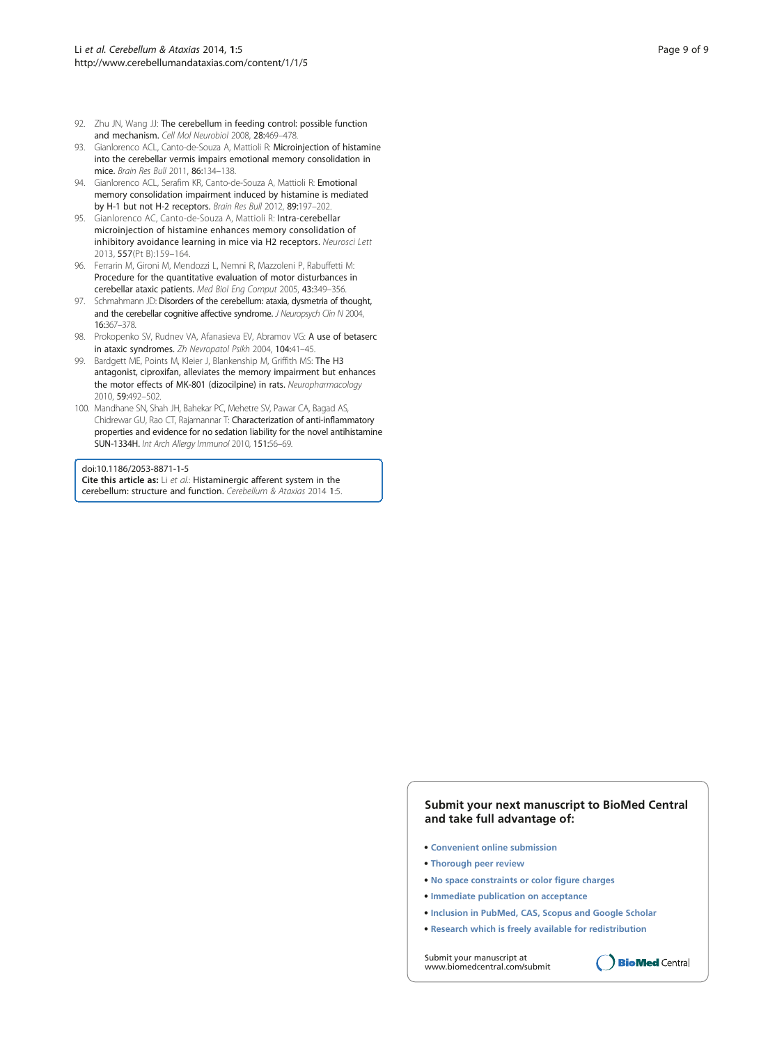92. Zhu JN, Wang JJ: **The cerebellum in feeding control: possible function and mechanism.** *Cell Mol Neurobiol* 2008, **28:**469–478.
93. Gianlorenco ACL, Canto-de-Souza A, Mattioli R: **Microinjection of histamine into the cerebellar vermis impairs emotional memory consolidation in mice.** *Brain Res Bull* 2011, **86:**134–138.
94. Gianlorenco ACL, Serafim KR, Canto-de-Souza A, Mattioli R: **Emotional memory consolidation impairment induced by histamine is mediated by H-1 but not H-2 receptors.** *Brain Res Bull* 2012, **89:**197–202.
95. Gianlorenco AC, Canto-de-Souza A, Mattioli R: **Intra-cerebellar microinjection of histamine enhances memory consolidation of inhibitory avoidance learning in mice via H2 receptors.** *Neurosci Lett* 2013, **557**(Pt B):159–164.
96. Ferrarin M, Gironi M, Mendozzi L, Nemni R, Mazzoleni P, Rabuffetti M: **Procedure for the quantitative evaluation of motor disturbances in cerebellar ataxic patients.** *Med Biol Eng Comput* 2005, **43:**349–356.
97. Schmahmann JD: **Disorders of the cerebellum: ataxia, dysmetria of thought, and the cerebellar cognitive affective syndrome.** *J Neuropsych Clin N* 2004, **16:**367–378.
98. Prokopenko SV, Rudnev VA, Afanasieva EV, Abramov VG: **A use of betaserc in ataxic syndromes.** *Zh Nevropatol Psikh* 2004, **104:**41–45.
99. Bardgett ME, Points M, Kleier J, Blankenship M, Griffith MS: **The H3 antagonist, ciproxifan, alleviates the memory impairment but enhances the motor effects of MK-801 (dizocilpine) in rats.** *Neuropharmacology* 2010, **59:**492–502.
100. Mandhane SN, Shah JH, Bahekar PC, Mehetre SV, Pawar CA, Bagad AS, Chidrewar GU, Rao CT, Rajamannar T: **Characterization of anti-inflammatory properties and evidence for no sedation liability for the novel antihistamine SUN-1334H.** *Int Arch Allergy Immunol* 2010, **151:**56–69.

doi:10.1186/2053-8871-1-5
**Cite this article as:** Li *et al.*: Histaminergic afferent system in the cerebellum: structure and function. *Cerebellum & Ataxias* 2014 **1**:5.

**Submit your next manuscript to BioMed Central and take full advantage of:**

- **Convenient online submission**
- **Thorough peer review**
- **No space constraints or color figure charges**
- **Immediate publication on acceptance**
- **Inclusion in PubMed, CAS, Scopus and Google Scholar**
- **Research which is freely available for redistribution**

Submit your manuscript at
www.biomedcentral.com/submit

BioMed Central